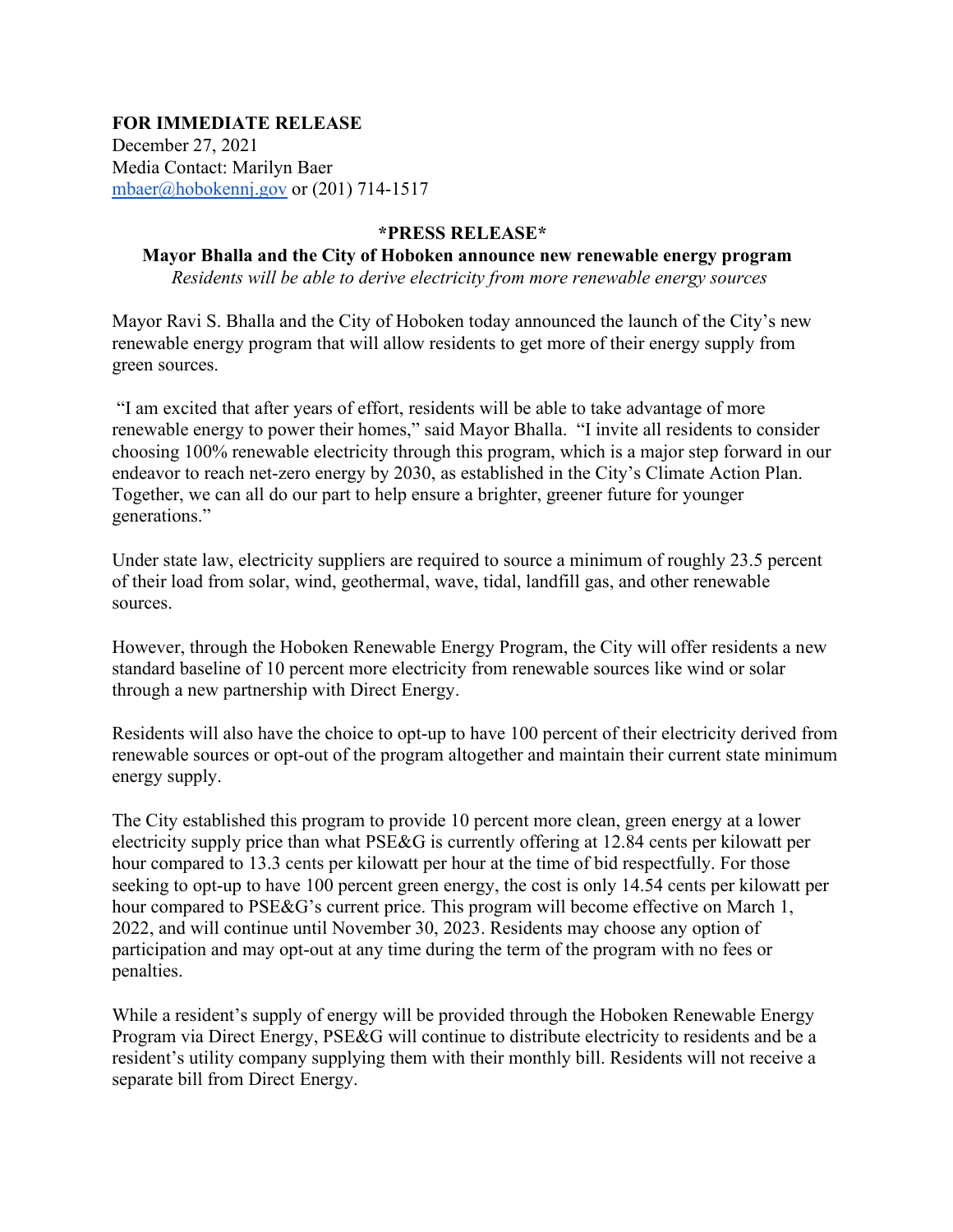**FOR IMMEDIATE RELEASE**
December 27, 2021
Media Contact: Marilyn Baer
[mbaer@hobokennj.gov](mailto:mbaer@hobokennj.gov) or (201) 714-1517

**\*PRESS RELEASE\***

**Mayor Bhalla and the City of Hoboken announce new renewable energy program**

*Residents will be able to derive electricity from more renewable energy sources*

Mayor Ravi S. Bhalla and the City of Hoboken today announced the launch of the City's new renewable energy program that will allow residents to get more of their energy supply from green sources.

"I am excited that after years of effort, residents will be able to take advantage of more renewable energy to power their homes," said Mayor Bhalla. "I invite all residents to consider choosing 100% renewable electricity through this program, which is a major step forward in our endeavor to reach net-zero energy by 2030, as established in the City's Climate Action Plan. Together, we can all do our part to help ensure a brighter, greener future for younger generations."

Under state law, electricity suppliers are required to source a minimum of roughly 23.5 percent of their load from solar, wind, geothermal, wave, tidal, landfill gas, and other renewable sources.

However, through the Hoboken Renewable Energy Program, the City will offer residents a new standard baseline of 10 percent more electricity from renewable sources like wind or solar through a new partnership with Direct Energy.

Residents will also have the choice to opt-up to have 100 percent of their electricity derived from renewable sources or opt-out of the program altogether and maintain their current state minimum energy supply.

The City established this program to provide 10 percent more clean, green energy at a lower electricity supply price than what PSE&G is currently offering at 12.84 cents per kilowatt per hour compared to 13.3 cents per kilowatt per hour at the time of bid respectfully. For those seeking to opt-up to have 100 percent green energy, the cost is only 14.54 cents per kilowatt per hour compared to PSE&G's current price. This program will become effective on March 1, 2022, and will continue until November 30, 2023. Residents may choose any option of participation and may opt-out at any time during the term of the program with no fees or penalties.

While a resident's supply of energy will be provided through the Hoboken Renewable Energy Program via Direct Energy, PSE&G will continue to distribute electricity to residents and be a resident's utility company supplying them with their monthly bill. Residents will not receive a separate bill from Direct Energy.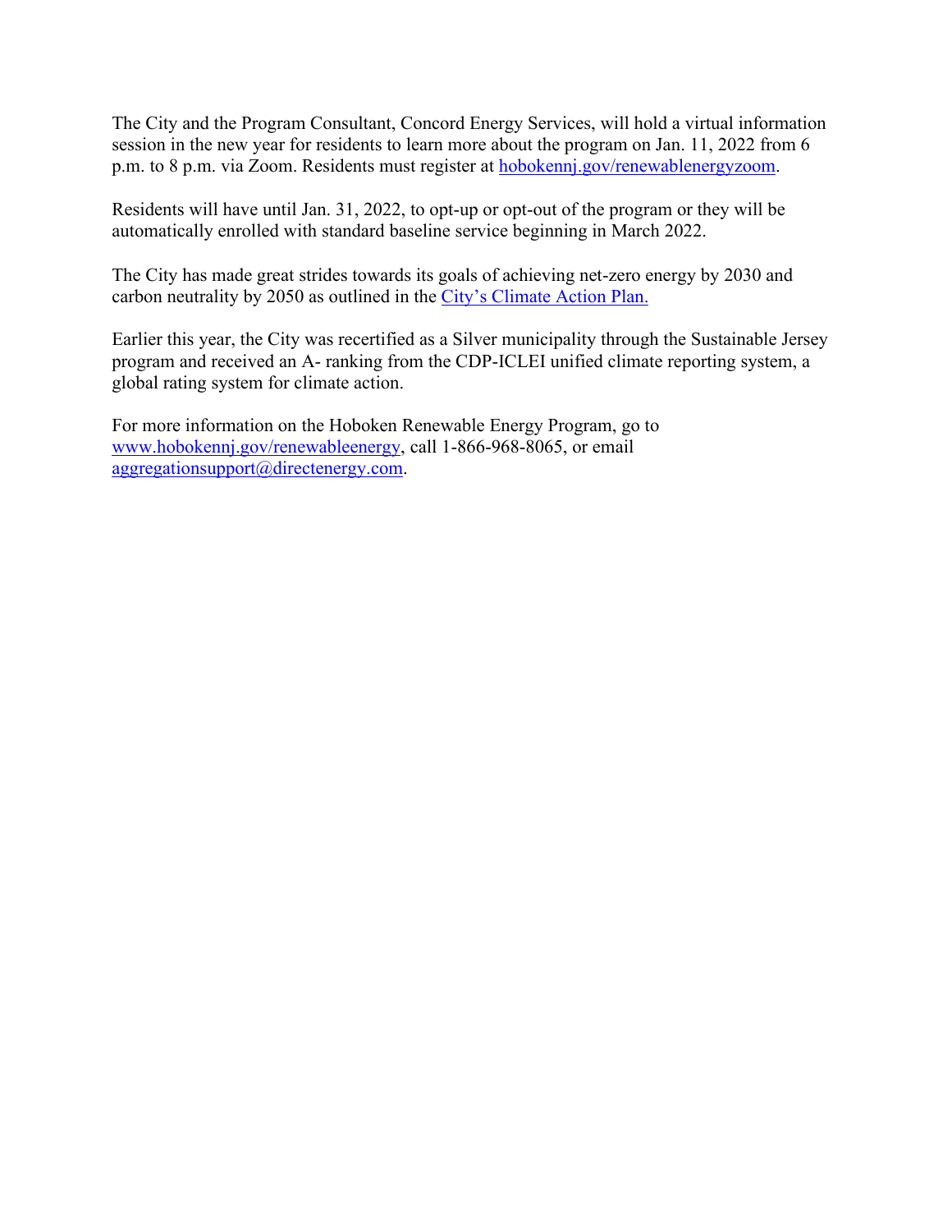The City and the Program Consultant, Concord Energy Services, will hold a virtual information session in the new year for residents to learn more about the program on Jan. 11, 2022 from 6 p.m. to 8 p.m. via Zoom. Residents must register at [hobokennj.gov/renewablenergyzoom](hobokennj.gov/renewablenergyzoom).

Residents will have until Jan. 31, 2022, to opt-up or opt-out of the program or they will be automatically enrolled with standard baseline service beginning in March 2022.

The City has made great strides towards its goals of achieving net-zero energy by 2030 and carbon neutrality by 2050 as outlined in the [City's Climate Action Plan.]()

Earlier this year, the City was recertified as a Silver municipality through the Sustainable Jersey program and received an A- ranking from the CDP-ICLEI unified climate reporting system, a global rating system for climate action.

For more information on the Hoboken Renewable Energy Program, go to [www.hobokennj.gov/renewableenergy](www.hobokennj.gov/renewableenergy), call 1-866-968-8065, or email [aggregationsupport@directenergy.com](mailto:aggregationsupport@directenergy.com).